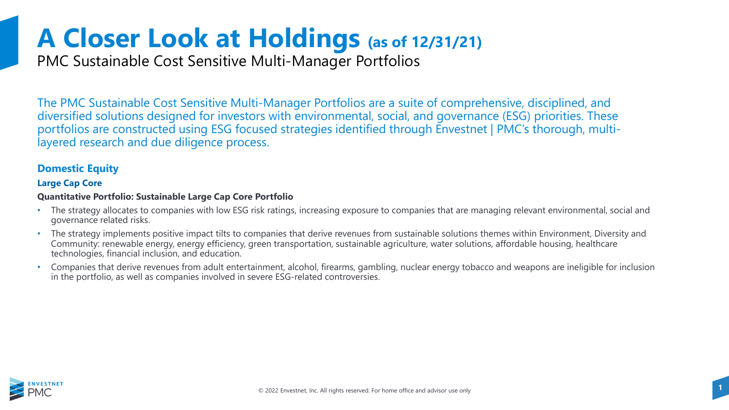# A Closer Look at Holdings (as of 12/31/21)

PMC Sustainable Cost Sensitive Multi-Manager Portfolios

The PMC Sustainable Cost Sensitive Multi-Manager Portfolios are a suite of comprehensive, disciplined, and diversified solutions designed for investors with environmental, social, and governance (ESG) priorities. These portfolios are constructed using ESG focused strategies identified through Envestnet | PMC's thorough, multi-layered research and due diligence process.

## Domestic Equity

### Large Cap Core

**Quantitative Portfolio: Sustainable Large Cap Core Portfolio**

- The strategy allocates to companies with low ESG risk ratings, increasing exposure to companies that are managing relevant environmental, social and governance related risks.
- The strategy implements positive impact tilts to companies that derive revenues from sustainable solutions themes within Environment, Diversity and Community: renewable energy, energy efficiency, green transportation, sustainable agriculture, water solutions, affordable housing, healthcare technologies, financial inclusion, and education.
- Companies that derive revenues from adult entertainment, alcohol, firearms, gambling, nuclear energy tobacco and weapons are ineligible for inclusion in the portfolio, as well as companies involved in severe ESG-related controversies.

© 2022 Envestnet, Inc. All rights reserved. For home office and advisor use only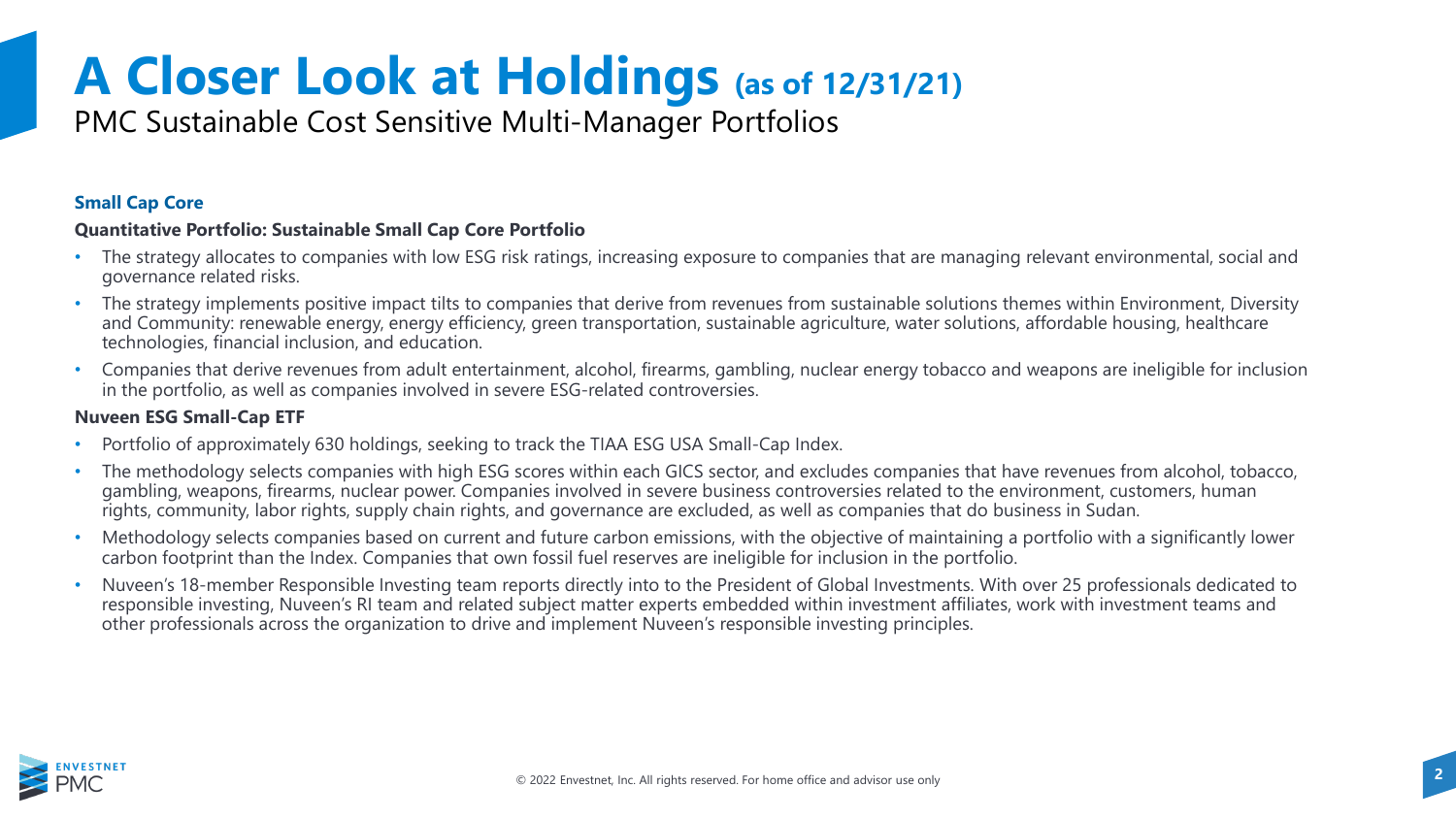# A Closer Look at Holdings (as of 12/31/21)

PMC Sustainable Cost Sensitive Multi-Manager Portfolios

**Small Cap Core**

**Quantitative Portfolio: Sustainable Small Cap Core Portfolio**

- The strategy allocates to companies with low ESG risk ratings, increasing exposure to companies that are managing relevant environmental, social and governance related risks.
- The strategy implements positive impact tilts to companies that derive from revenues from sustainable solutions themes within Environment, Diversity and Community: renewable energy, energy efficiency, green transportation, sustainable agriculture, water solutions, affordable housing, healthcare technologies, financial inclusion, and education.
- Companies that derive revenues from adult entertainment, alcohol, firearms, gambling, nuclear energy tobacco and weapons are ineligible for inclusion in the portfolio, as well as companies involved in severe ESG-related controversies.

**Nuveen ESG Small-Cap ETF**

- Portfolio of approximately 630 holdings, seeking to track the TIAA ESG USA Small-Cap Index.
- The methodology selects companies with high ESG scores within each GICS sector, and excludes companies that have revenues from alcohol, tobacco, gambling, weapons, firearms, nuclear power. Companies involved in severe business controversies related to the environment, customers, human rights, community, labor rights, supply chain rights, and governance are excluded, as well as companies that do business in Sudan.
- Methodology selects companies based on current and future carbon emissions, with the objective of maintaining a portfolio with a significantly lower carbon footprint than the Index. Companies that own fossil fuel reserves are ineligible for inclusion in the portfolio.
- Nuveen's 18-member Responsible Investing team reports directly into to the President of Global Investments. With over 25 professionals dedicated to responsible investing, Nuveen's RI team and related subject matter experts embedded within investment affiliates, work with investment teams and other professionals across the organization to drive and implement Nuveen's responsible investing principles.

© 2022 Envestnet, Inc. All rights reserved. For home office and advisor use only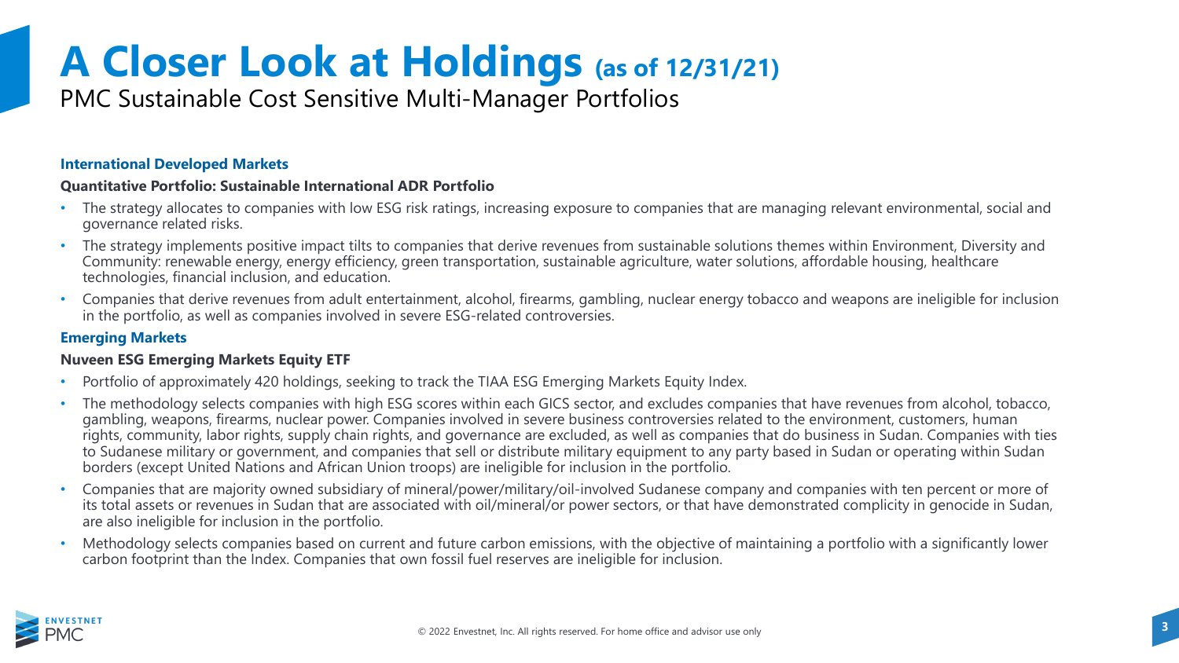# A Closer Look at Holdings (as of 12/31/21)

PMC Sustainable Cost Sensitive Multi-Manager Portfolios

### International Developed Markets

**Quantitative Portfolio: Sustainable International ADR Portfolio**

- The strategy allocates to companies with low ESG risk ratings, increasing exposure to companies that are managing relevant environmental, social and governance related risks.
- The strategy implements positive impact tilts to companies that derive revenues from sustainable solutions themes within Environment, Diversity and Community: renewable energy, energy efficiency, green transportation, sustainable agriculture, water solutions, affordable housing, healthcare technologies, financial inclusion, and education.
- Companies that derive revenues from adult entertainment, alcohol, firearms, gambling, nuclear energy tobacco and weapons are ineligible for inclusion in the portfolio, as well as companies involved in severe ESG-related controversies.

### Emerging Markets

**Nuveen ESG Emerging Markets Equity ETF**

- Portfolio of approximately 420 holdings, seeking to track the TIAA ESG Emerging Markets Equity Index.
- The methodology selects companies with high ESG scores within each GICS sector, and excludes companies that have revenues from alcohol, tobacco, gambling, weapons, firearms, nuclear power. Companies involved in severe business controversies related to the environment, customers, human rights, community, labor rights, supply chain rights, and governance are excluded, as well as companies that do business in Sudan. Companies with ties to Sudanese military or government, and companies that sell or distribute military equipment to any party based in Sudan or operating within Sudan borders (except United Nations and African Union troops) are ineligible for inclusion in the portfolio.
- Companies that are majority owned subsidiary of mineral/power/military/oil-involved Sudanese company and companies with ten percent or more of its total assets or revenues in Sudan that are associated with oil/mineral/or power sectors, or that have demonstrated complicity in genocide in Sudan, are also ineligible for inclusion in the portfolio.
- Methodology selects companies based on current and future carbon emissions, with the objective of maintaining a portfolio with a significantly lower carbon footprint than the Index. Companies that own fossil fuel reserves are ineligible for inclusion.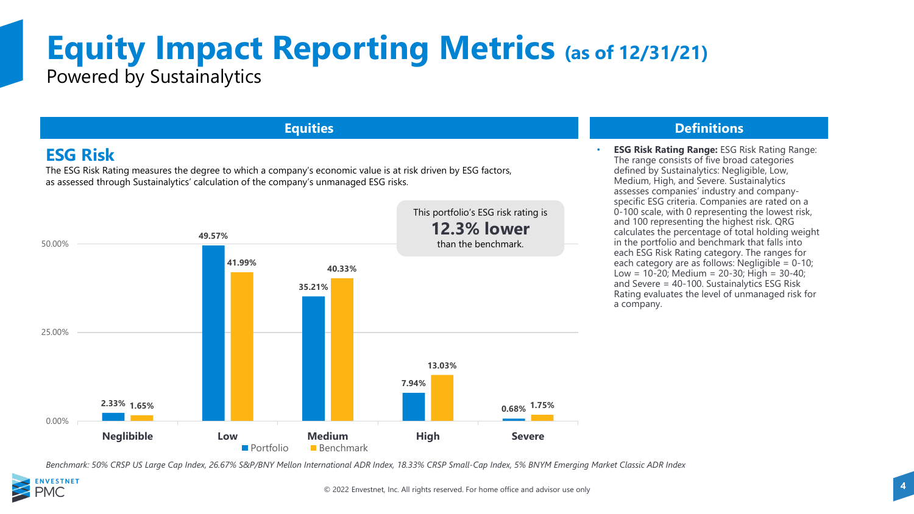# Equity Impact Reporting Metrics (as of 12/31/21)

Powered by Sustainalytics

## Equities

### ESG Risk

The ESG Risk Rating measures the degree to which a company's economic value is at risk driven by ESG factors, as assessed through Sustainalytics' calculation of the company's unmanaged ESG risks.

This portfolio's ESG risk rating is **12.3% lower** than the benchmark.

| | Portfolio | Benchmark |
|---|---|---|
| Neglibible | 2.33% | 1.65% |
| Low | 49.57% | 41.99% |
| Medium | 35.21% | 40.33% |
| High | 7.94% | 13.03% |
| Severe | 0.68% | 1.75% |

*Benchmark: 50% CRSP US Large Cap Index, 26.67% S&P/BNY Mellon International ADR Index, 18.33% CRSP Small-Cap Index, 5% BNYM Emerging Market Classic ADR Index*

## Definitions

- **ESG Risk Rating Range:** ESG Risk Rating Range: The range consists of five broad categories defined by Sustainalytics: Negligible, Low, Medium, High, and Severe. Sustainalytics assesses companies' industry and company-specific ESG criteria. Companies are rated on a 0-100 scale, with 0 representing the lowest risk, and 100 representing the highest risk. QRG calculates the percentage of total holding weight in the portfolio and benchmark that falls into each ESG Risk Rating category. The ranges for each category are as follows: Negligible = 0-10; Low = 10-20; Medium = 20-30; High = 30-40; and Severe = 40-100. Sustainalytics ESG Risk Rating evaluates the level of unmanaged risk for a company.

© 2022 Envestnet, Inc. All rights reserved. For home office and advisor use only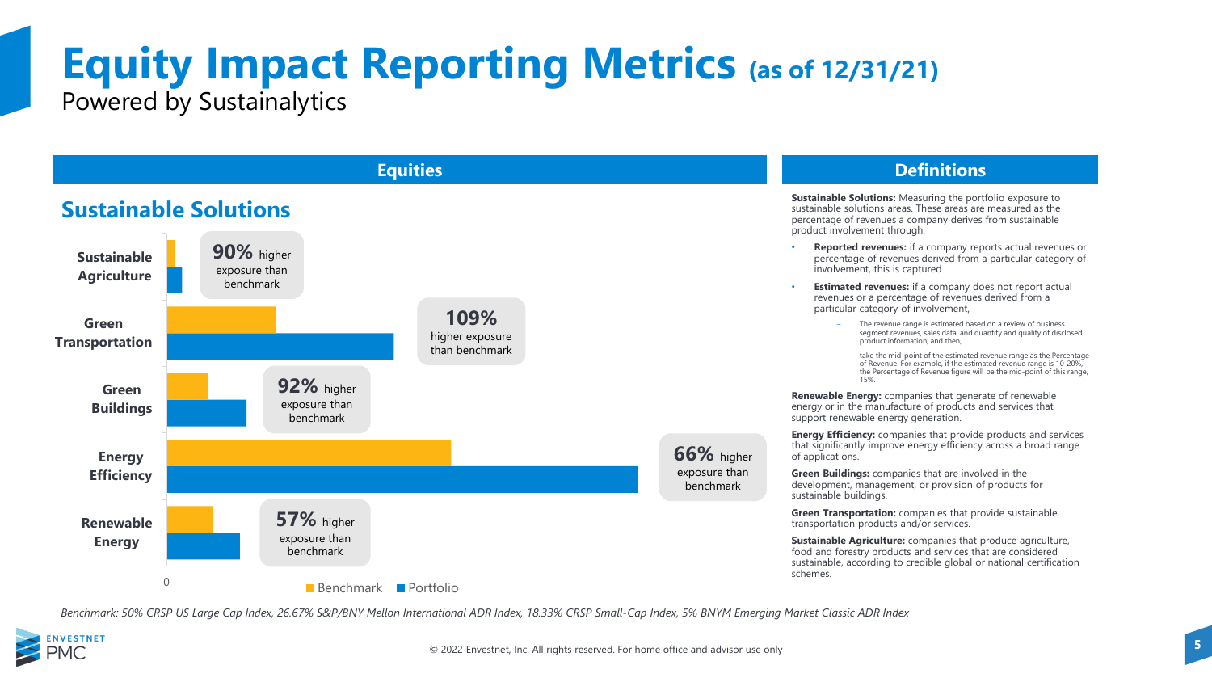# Equity Impact Reporting Metrics (as of 12/31/21)

Powered by Sustainalytics

## Equities

### Sustainable Solutions

- **Sustainable Agriculture:** **90%** higher exposure than benchmark
- **Green Transportation:** **109%** higher exposure than benchmark
- **Green Buildings:** **92%** higher exposure than benchmark
- **Energy Efficiency:** **66%** higher exposure than benchmark
- **Renewable Energy:** **57%** higher exposure than benchmark

0

Benchmark | Portfolio

## Definitions

**Sustainable Solutions:** Measuring the portfolio exposure to sustainable solutions areas. These areas are measured as the percentage of revenues a company derives from sustainable product involvement through:

- **Reported revenues:** if a company reports actual revenues or percentage of revenues derived from a particular category of involvement, this is captured
- **Estimated revenues:** if a company does not report actual revenues or a percentage of revenues derived from a particular category of involvement,
  - The revenue range is estimated based on a review of business segment revenues, sales data, and quantity and quality of disclosed product information; and then,
  - take the mid-point of the estimated revenue range as the Percentage of Revenue. For example, if the estimated revenue range is 10-20%, the Percentage of Revenue figure will be the mid-point of this range, 15%.

**Renewable Energy:** companies that generate of renewable energy or in the manufacture of products and services that support renewable energy generation.

**Energy Efficiency:** companies that provide products and services that significantly improve energy efficiency across a broad range of applications.

**Green Buildings:** companies that are involved in the development, management, or provision of products for sustainable buildings.

**Green Transportation:** companies that provide sustainable transportation products and/or services.

**Sustainable Agriculture:** companies that produce agriculture, food and forestry products and services that are considered sustainable, according to credible global or national certification schemes.

*Benchmark: 50% CRSP US Large Cap Index, 26.67% S&P/BNY Mellon International ADR Index, 18.33% CRSP Small-Cap Index, 5% BNYM Emerging Market Classic ADR Index*

© 2022 Envestnet, Inc. All rights reserved. For home office and advisor use only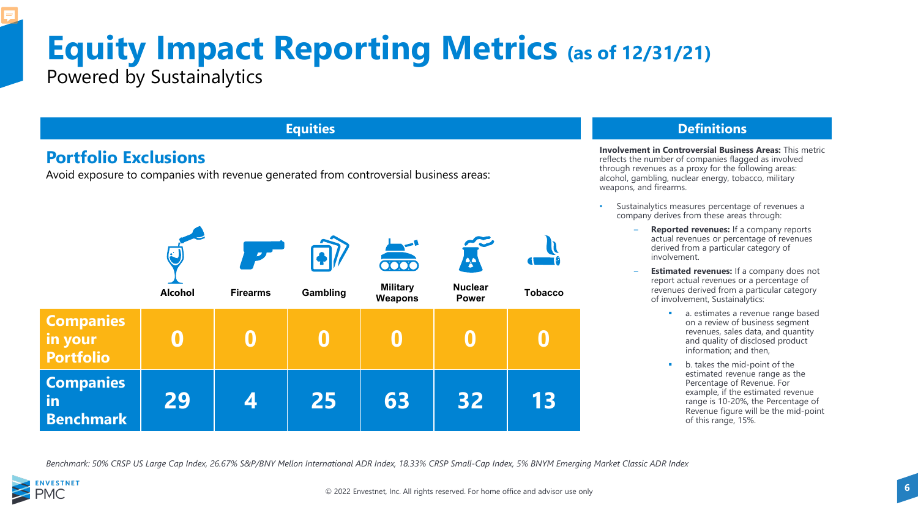# Equity Impact Reporting Metrics (as of 12/31/21)

Powered by Sustainalytics

## Equities

### Portfolio Exclusions

Avoid exposure to companies with revenue generated from controversial business areas:

| | Alcohol | Firearms | Gambling | Military Weapons | Nuclear Power | Tobacco |
|---|---|---|---|---|---|---|
| **Companies in your Portfolio** | 0 | 0 | 0 | 0 | 0 | 0 |
| **Companies in Benchmark** | 29 | 4 | 25 | 63 | 32 | 13 |

*Benchmark: 50% CRSP US Large Cap Index, 26.67% S&P/BNY Mellon International ADR Index, 18.33% CRSP Small-Cap Index, 5% BNYM Emerging Market Classic ADR Index*

## Definitions

**Involvement in Controversial Business Areas:** This metric reflects the number of companies flagged as involved through revenues as a proxy for the following areas: alcohol, gambling, nuclear energy, tobacco, military weapons, and firearms.

- Sustainalytics measures percentage of revenues a company derives from these areas through:
  - **Reported revenues:** If a company reports actual revenues or percentage of revenues derived from a particular category of involvement.
  - **Estimated revenues:** If a company does not report actual revenues or a percentage of revenues derived from a particular category of involvement, Sustainalytics:
    - a. estimates a revenue range based on a review of business segment revenues, sales data, and quantity and quality of disclosed product information; and then,
    - b. takes the mid-point of the estimated revenue range as the Percentage of Revenue. For example, if the estimated revenue range is 10-20%, the Percentage of Revenue figure will be the mid-point of this range, 15%.

© 2022 Envestnet, Inc. All rights reserved. For home office and advisor use only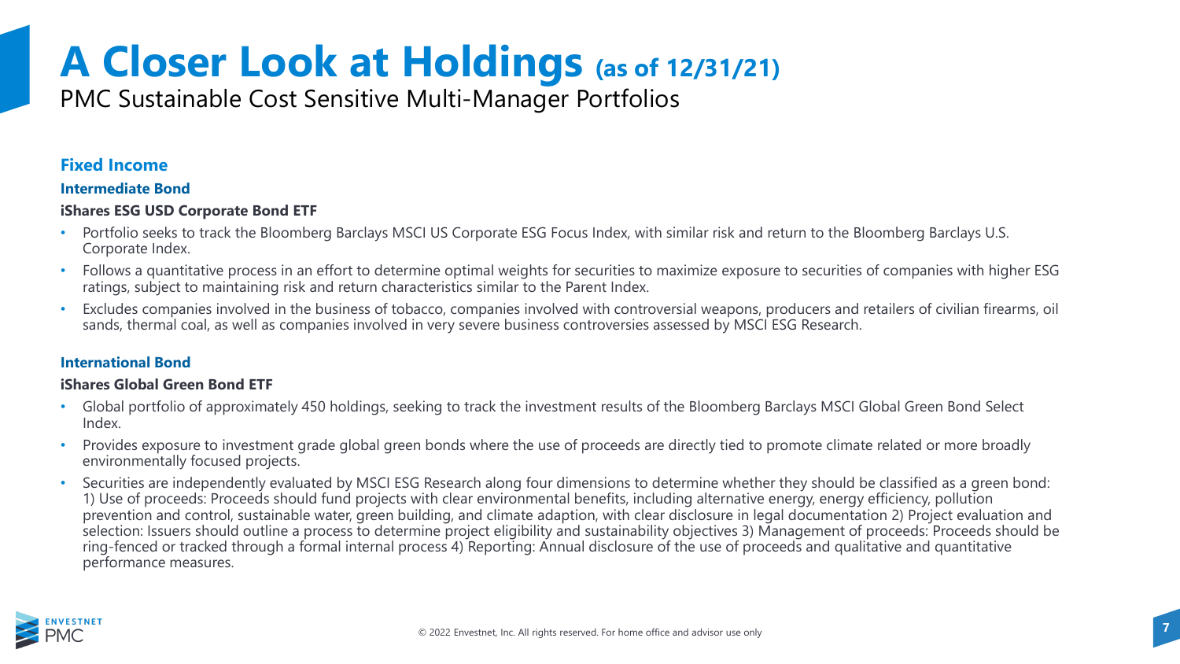# A Closer Look at Holdings (as of 12/31/21)

PMC Sustainable Cost Sensitive Multi-Manager Portfolios

## Fixed Income

### Intermediate Bond

**iShares ESG USD Corporate Bond ETF**

- Portfolio seeks to track the Bloomberg Barclays MSCI US Corporate ESG Focus Index, with similar risk and return to the Bloomberg Barclays U.S. Corporate Index.
- Follows a quantitative process in an effort to determine optimal weights for securities to maximize exposure to securities of companies with higher ESG ratings, subject to maintaining risk and return characteristics similar to the Parent Index.
- Excludes companies involved in the business of tobacco, companies involved with controversial weapons, producers and retailers of civilian firearms, oil sands, thermal coal, as well as companies involved in very severe business controversies assessed by MSCI ESG Research.

### International Bond

**iShares Global Green Bond ETF**

- Global portfolio of approximately 450 holdings, seeking to track the investment results of the Bloomberg Barclays MSCI Global Green Bond Select Index.
- Provides exposure to investment grade global green bonds where the use of proceeds are directly tied to promote climate related or more broadly environmentally focused projects.
- Securities are independently evaluated by MSCI ESG Research along four dimensions to determine whether they should be classified as a green bond: 1) Use of proceeds: Proceeds should fund projects with clear environmental benefits, including alternative energy, energy efficiency, pollution prevention and control, sustainable water, green building, and climate adaption, with clear disclosure in legal documentation 2) Project evaluation and selection: Issuers should outline a process to determine project eligibility and sustainability objectives 3) Management of proceeds: Proceeds should be ring-fenced or tracked through a formal internal process 4) Reporting: Annual disclosure of the use of proceeds and qualitative and quantitative performance measures.

© 2022 Envestnet, Inc. All rights reserved. For home office and advisor use only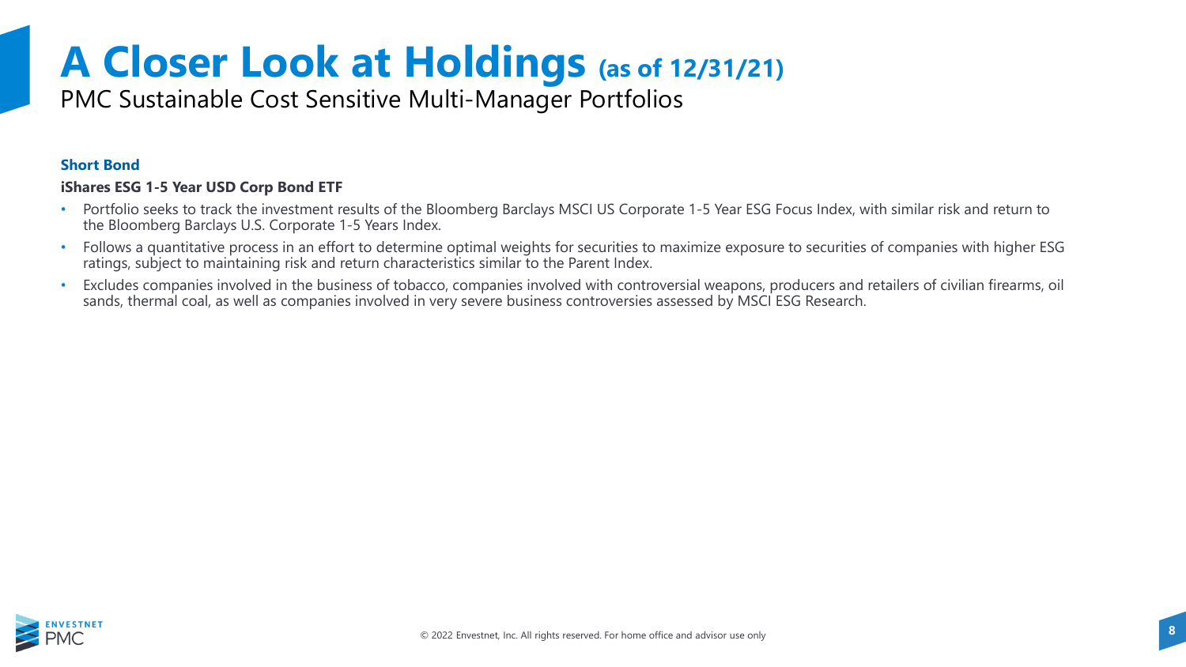# A Closer Look at Holdings (as of 12/31/21)

PMC Sustainable Cost Sensitive Multi-Manager Portfolios

**Short Bond**

**iShares ESG 1-5 Year USD Corp Bond ETF**

- Portfolio seeks to track the investment results of the Bloomberg Barclays MSCI US Corporate 1-5 Year ESG Focus Index, with similar risk and return to the Bloomberg Barclays U.S. Corporate 1-5 Years Index.
- Follows a quantitative process in an effort to determine optimal weights for securities to maximize exposure to securities of companies with higher ESG ratings, subject to maintaining risk and return characteristics similar to the Parent Index.
- Excludes companies involved in the business of tobacco, companies involved with controversial weapons, producers and retailers of civilian firearms, oil sands, thermal coal, as well as companies involved in very severe business controversies assessed by MSCI ESG Research.

© 2022 Envestnet, Inc. All rights reserved. For home office and advisor use only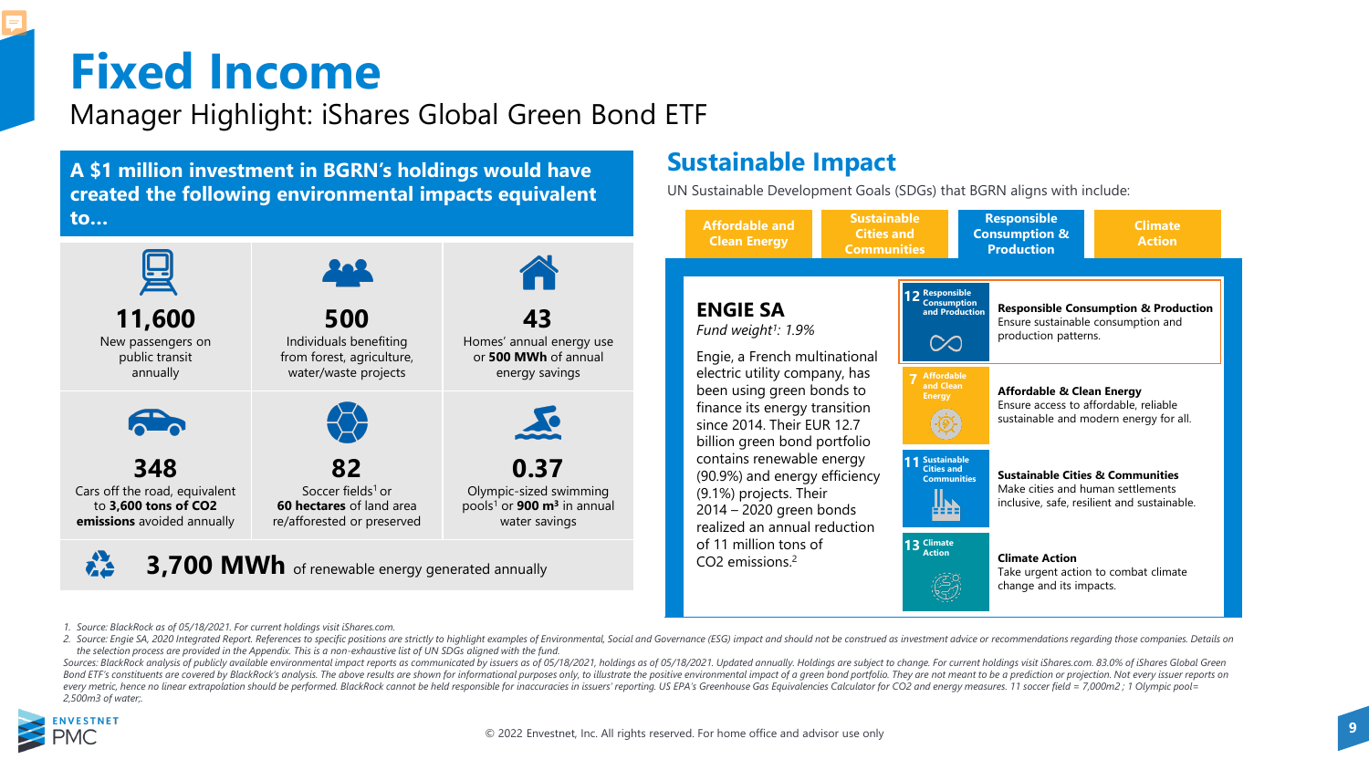# Fixed Income

## Manager Highlight: iShares Global Green Bond ETF

**A $1 million investment in BGRN's holdings would have created the following environmental impacts equivalent to…**

| | | |
|---|---|---|
| **11,600** New passengers on public transit annually | **500** Individuals benefiting from forest, agriculture, water/waste projects | **43** Homes' annual energy use or **500 MWh** of annual energy savings |
| **348** Cars off the road, equivalent to **3,600 tons of CO2 emissions** avoided annually | **82** Soccer fields[1] or **60 hectares** of land area re/afforested or preserved | **0.37** Olympic-sized swimming pools[1] or **900 m³** in annual water savings |

**3,700 MWh** of renewable energy generated annually

## Sustainable Impact

UN Sustainable Development Goals (SDGs) that BGRN aligns with include:

- Affordable and Clean Energy
- Sustainable Cities and Communities
- Responsible Consumption & Production
- Climate Action

### ENGIE SA

*Fund weight[1]: 1.9%*

Engie, a French multinational electric utility company, has been using green bonds to finance its energy transition since 2014. Their EUR 12.7 billion green bond portfolio contains renewable energy (90.9%) and energy efficiency (9.1%) projects. Their 2014 – 2020 green bonds realized an annual reduction of 11 million tons of CO2 emissions.[2]

- **12 Responsible Consumption and Production** — **Responsible Consumption & Production**: Ensure sustainable consumption and production patterns.
- **7 Affordable and Clean Energy** — **Affordable & Clean Energy**: Ensure access to affordable, reliable sustainable and modern energy for all.
- **11 Sustainable Cities and Communities** — **Sustainable Cities & Communities**: Make cities and human settlements inclusive, safe, resilient and sustainable.
- **13 Climate Action** — **Climate Action**: Take urgent action to combat climate change and its impacts.

1. Source: BlackRock as of 05/18/2021. For current holdings visit iShares.com.
2. Source: Engie SA, 2020 Integrated Report. References to specific positions are strictly to highlight examples of Environmental, Social and Governance (ESG) impact and should not be construed as investment advice or recommendations regarding those companies. Details on the selection process are provided in the Appendix. This is a non-exhaustive list of UN SDGs aligned with the fund.

Sources: BlackRock analysis of publicly available environmental impact reports as communicated by issuers as of 05/18/2021, holdings as of 05/18/2021. Updated annually. Holdings are subject to change. For current holdings visit iShares.com. 83.0% of iShares Global Green Bond ETF's constituents are covered by BlackRock's analysis. The above results are shown for informational purposes only, to illustrate the positive environmental impact of a green bond portfolio. They are not meant to be a prediction or projection. Not every issuer reports on every metric, hence no linear extrapolation should be performed. BlackRock cannot be held responsible for inaccuracies in issuers' reporting. US EPA's Greenhouse Gas Equivalencies Calculator for CO2 and energy measures. 11 soccer field = 7,000m2 ; 1 Olympic pool= 2,500m3 of water;.

© 2022 Envestnet, Inc. All rights reserved. For home office and advisor use only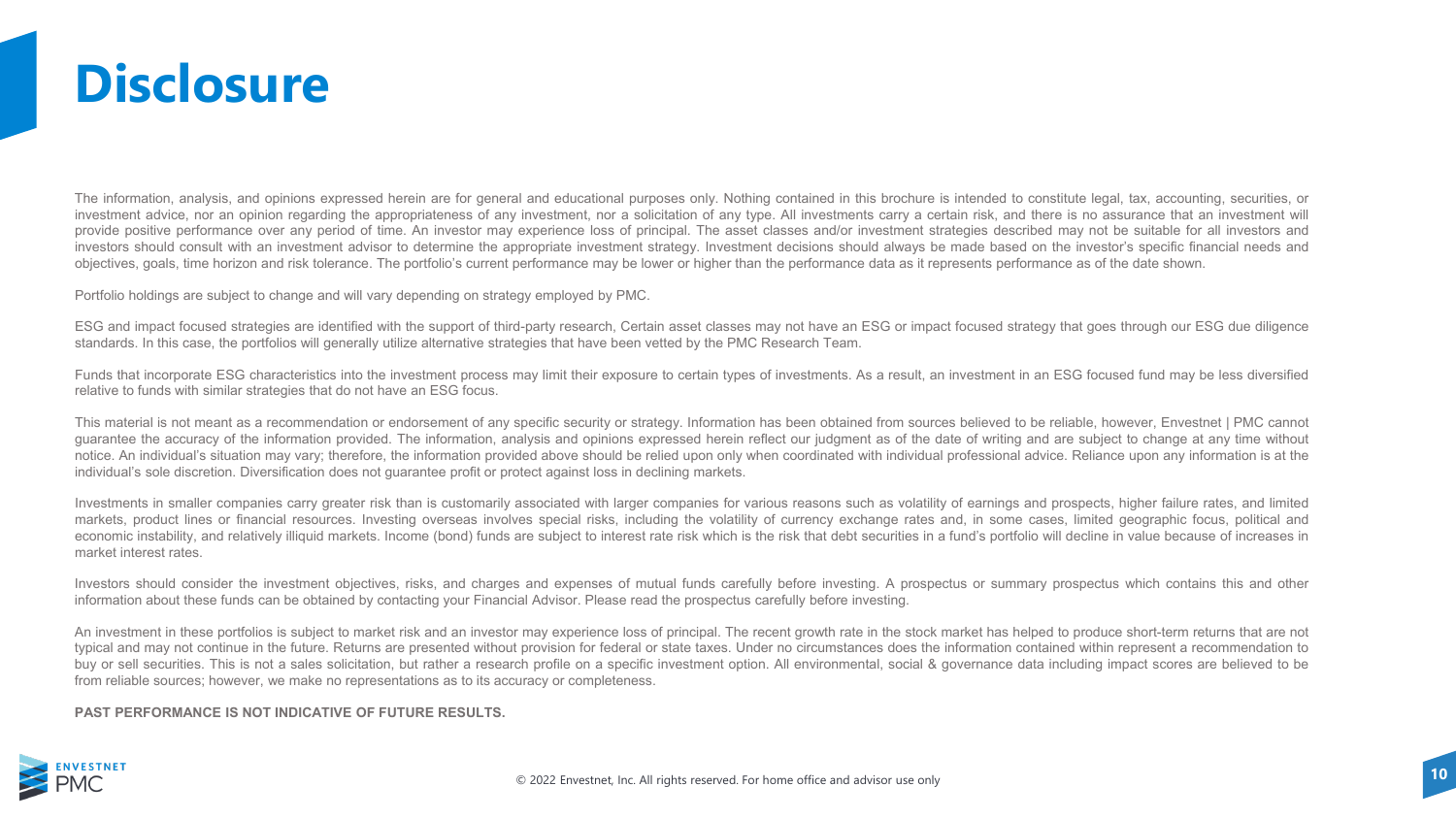# Disclosure

The information, analysis, and opinions expressed herein are for general and educational purposes only. Nothing contained in this brochure is intended to constitute legal, tax, accounting, securities, or investment advice, nor an opinion regarding the appropriateness of any investment, nor a solicitation of any type. All investments carry a certain risk, and there is no assurance that an investment will provide positive performance over any period of time. An investor may experience loss of principal. The asset classes and/or investment strategies described may not be suitable for all investors and investors should consult with an investment advisor to determine the appropriate investment strategy. Investment decisions should always be made based on the investor's specific financial needs and objectives, goals, time horizon and risk tolerance. The portfolio's current performance may be lower or higher than the performance data as it represents performance as of the date shown.

Portfolio holdings are subject to change and will vary depending on strategy employed by PMC.

ESG and impact focused strategies are identified with the support of third-party research, Certain asset classes may not have an ESG or impact focused strategy that goes through our ESG due diligence standards. In this case, the portfolios will generally utilize alternative strategies that have been vetted by the PMC Research Team.

Funds that incorporate ESG characteristics into the investment process may limit their exposure to certain types of investments. As a result, an investment in an ESG focused fund may be less diversified relative to funds with similar strategies that do not have an ESG focus.

This material is not meant as a recommendation or endorsement of any specific security or strategy. Information has been obtained from sources believed to be reliable, however, Envestnet | PMC cannot guarantee the accuracy of the information provided. The information, analysis and opinions expressed herein reflect our judgment as of the date of writing and are subject to change at any time without notice. An individual's situation may vary; therefore, the information provided above should be relied upon only when coordinated with individual professional advice. Reliance upon any information is at the individual's sole discretion. Diversification does not guarantee profit or protect against loss in declining markets.

Investments in smaller companies carry greater risk than is customarily associated with larger companies for various reasons such as volatility of earnings and prospects, higher failure rates, and limited markets, product lines or financial resources. Investing overseas involves special risks, including the volatility of currency exchange rates and, in some cases, limited geographic focus, political and economic instability, and relatively illiquid markets. Income (bond) funds are subject to interest rate risk which is the risk that debt securities in a fund's portfolio will decline in value because of increases in market interest rates.

Investors should consider the investment objectives, risks, and charges and expenses of mutual funds carefully before investing. A prospectus or summary prospectus which contains this and other information about these funds can be obtained by contacting your Financial Advisor. Please read the prospectus carefully before investing.

An investment in these portfolios is subject to market risk and an investor may experience loss of principal. The recent growth rate in the stock market has helped to produce short-term returns that are not typical and may not continue in the future. Returns are presented without provision for federal or state taxes. Under no circumstances does the information contained within represent a recommendation to buy or sell securities. This is not a sales solicitation, but rather a research profile on a specific investment option. All environmental, social & governance data including impact scores are believed to be from reliable sources; however, we make no representations as to its accuracy or completeness.

**PAST PERFORMANCE IS NOT INDICATIVE OF FUTURE RESULTS.**

ENVESTNET PMC

© 2022 Envestnet, Inc. All rights reserved. For home office and advisor use only